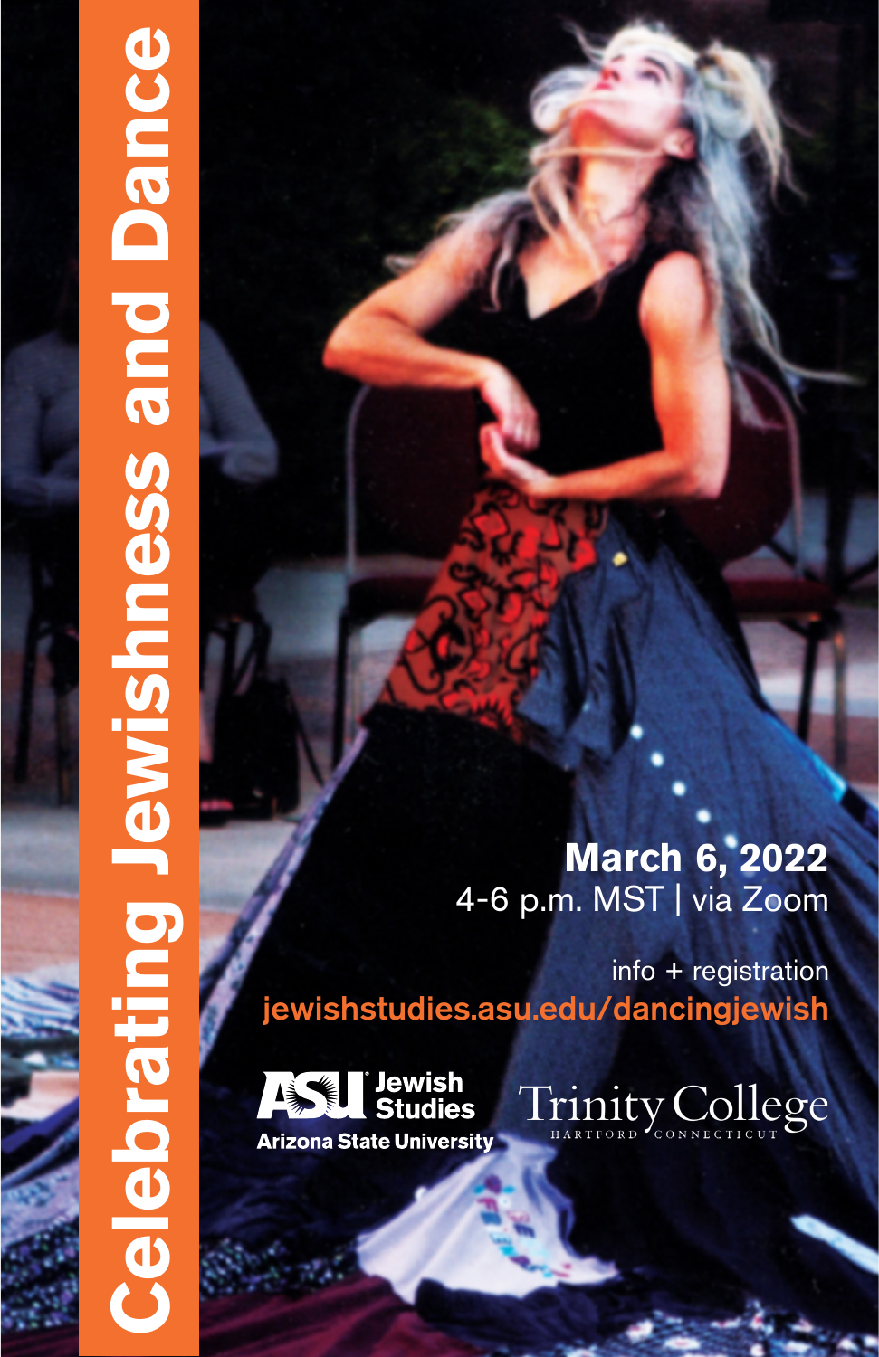# Celebrating Jewishness and Dance

**March 6, 2022**
4-6 p.m. MST | via Zoom

info + registration
**jewishstudies.asu.edu/dancingjewish**

ASU Jewish Studies
Arizona State University

Trinity College
HARTFORD CONNECTICUT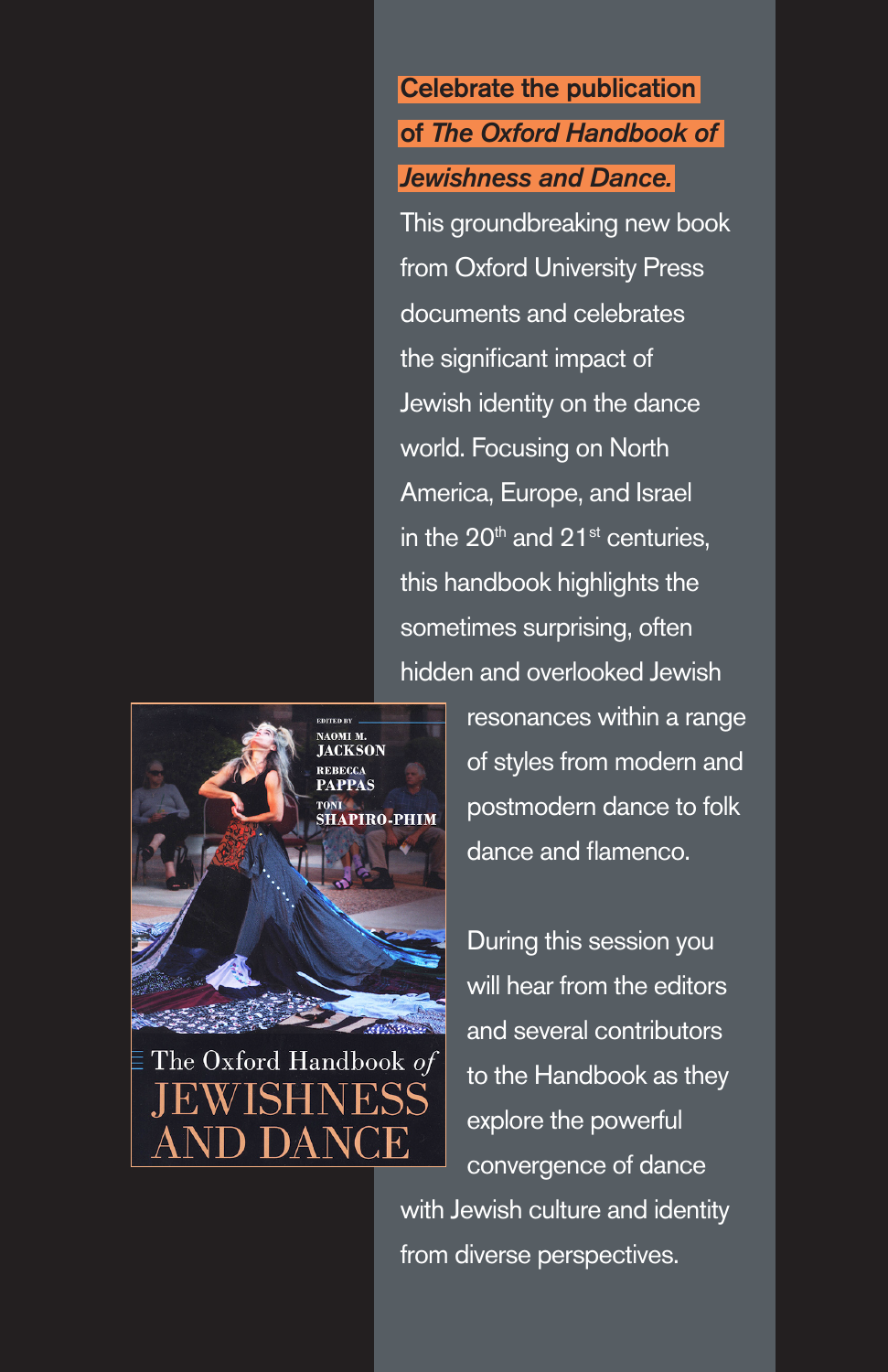**Celebrate the publication of *The Oxford Handbook of Jewishness and Dance.***

This groundbreaking new book from Oxford University Press documents and celebrates the significant impact of Jewish identity on the dance world. Focusing on North America, Europe, and Israel in the 20th and 21st centuries, this handbook highlights the sometimes surprising, often hidden and overlooked Jewish resonances within a range of styles from modern and postmodern dance to folk dance and flamenco.

During this session you will hear from the editors and several contributors to the Handbook as they explore the powerful convergence of dance with Jewish culture and identity from diverse perspectives.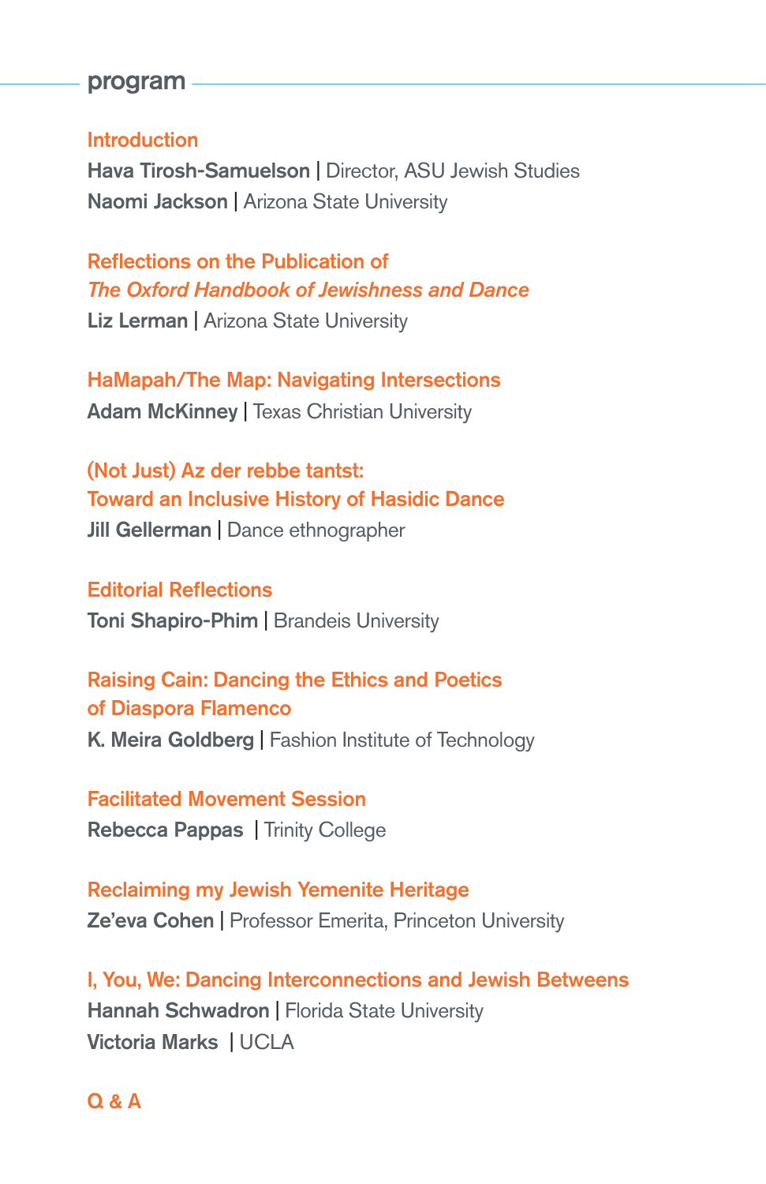## program

### Introduction

**Hava Tirosh-Samuelson** | Director, ASU Jewish Studies
**Naomi Jackson** | Arizona State University

### Reflections on the Publication of *The Oxford Handbook of Jewishness and Dance*

**Liz Lerman** | Arizona State University

### HaMapah/The Map: Navigating Intersections

**Adam McKinney** | Texas Christian University

### (Not Just) Az der rebbe tantst: Toward an Inclusive History of Hasidic Dance

**Jill Gellerman** | Dance ethnographer

### Editorial Reflections

**Toni Shapiro-Phim** | Brandeis University

### Raising Cain: Dancing the Ethics and Poetics of Diaspora Flamenco

**K. Meira Goldberg** | Fashion Institute of Technology

### Facilitated Movement Session

**Rebecca Pappas** | Trinity College

### Reclaiming my Jewish Yemenite Heritage

**Ze'eva Cohen** | Professor Emerita, Princeton University

### I, You, We: Dancing Interconnections and Jewish Betweens

**Hannah Schwadron** | Florida State University
**Victoria Marks** | UCLA

### Q & A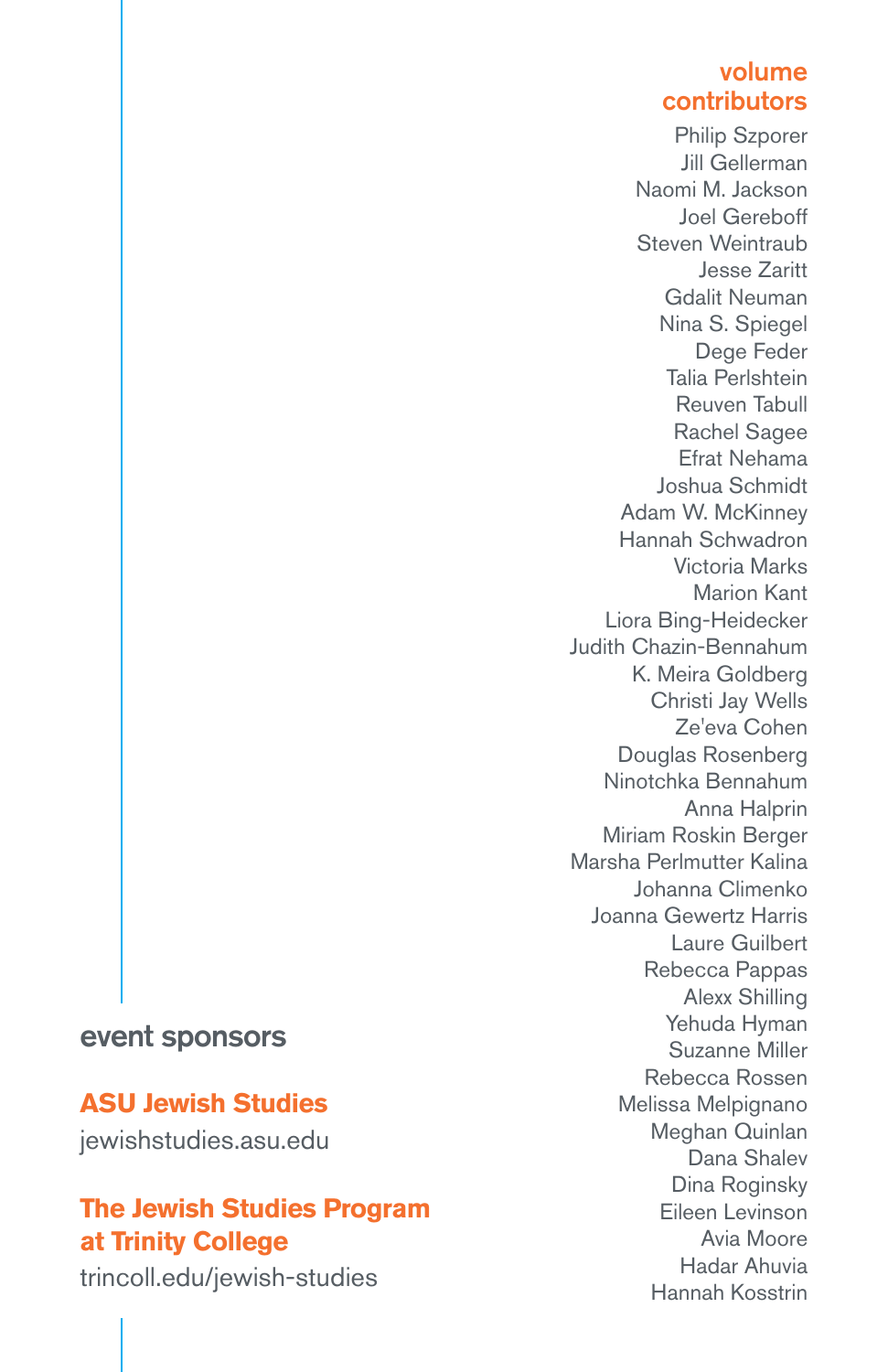## volume contributors

Philip Szporer
Jill Gellerman
Naomi M. Jackson
Joel Gereboff
Steven Weintraub
Jesse Zaritt
Gdalit Neuman
Nina S. Spiegel
Dege Feder
Talia Perlshtein
Reuven Tabull
Rachel Sagee
Efrat Nehama
Joshua Schmidt
Adam W. McKinney
Hannah Schwadron
Victoria Marks
Marion Kant
Liora Bing-Heidecker
Judith Chazin-Bennahum
K. Meira Goldberg
Christi Jay Wells
Ze'eva Cohen
Douglas Rosenberg
Ninotchka Bennahum
Anna Halprin
Miriam Roskin Berger
Marsha Perlmutter Kalina
Johanna Climenko
Joanna Gewertz Harris
Laure Guilbert
Rebecca Pappas
Alexx Shilling
Yehuda Hyman
Suzanne Miller
Rebecca Rossen
Melissa Melpignano
Meghan Quinlan
Dana Shalev
Dina Roginsky
Eileen Levinson
Avia Moore
Hadar Ahuvia
Hannah Kosstrin

## event sponsors

**ASU Jewish Studies**
jewishstudies.asu.edu

**The Jewish Studies Program at Trinity College**
trincoll.edu/jewish-studies